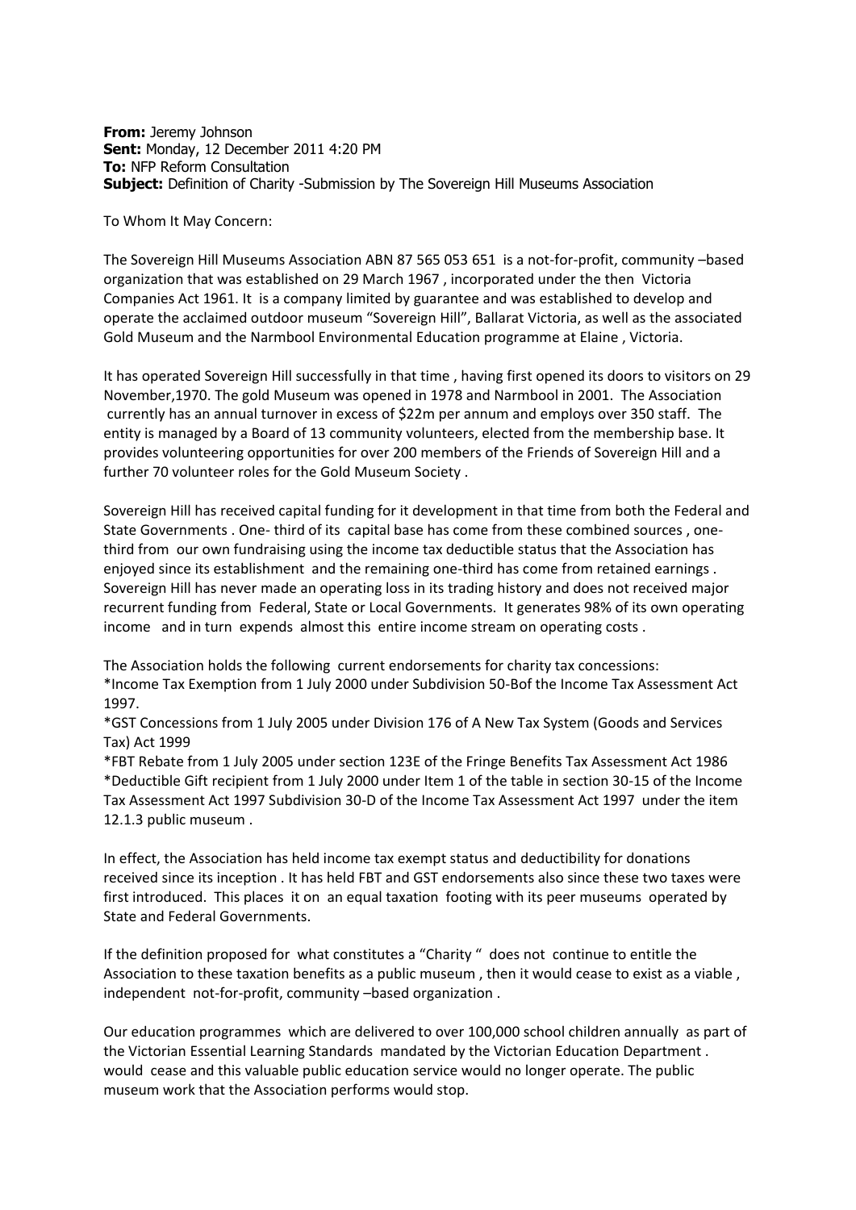**From:** Jeremy Johnson
**Sent:** Monday, 12 December 2011 4:20 PM
**To:** NFP Reform Consultation
**Subject:** Definition of Charity -Submission by The Sovereign Hill Museums Association

To Whom It May Concern:

The Sovereign Hill Museums Association ABN 87 565 053 651 is a not-for-profit, community –based organization that was established on 29 March 1967 , incorporated under the then Victoria Companies Act 1961. It is a company limited by guarantee and was established to develop and operate the acclaimed outdoor museum "Sovereign Hill", Ballarat Victoria, as well as the associated Gold Museum and the Narmbool Environmental Education programme at Elaine , Victoria.

It has operated Sovereign Hill successfully in that time , having first opened its doors to visitors on 29 November,1970. The gold Museum was opened in 1978 and Narmbool in 2001. The Association currently has an annual turnover in excess of $22m per annum and employs over 350 staff. The entity is managed by a Board of 13 community volunteers, elected from the membership base. It provides volunteering opportunities for over 200 members of the Friends of Sovereign Hill and a further 70 volunteer roles for the Gold Museum Society .

Sovereign Hill has received capital funding for it development in that time from both the Federal and State Governments . One- third of its capital base has come from these combined sources , one-third from our own fundraising using the income tax deductible status that the Association has enjoyed since its establishment and the remaining one-third has come from retained earnings . Sovereign Hill has never made an operating loss in its trading history and does not received major recurrent funding from Federal, State or Local Governments. It generates 98% of its own operating income and in turn expends almost this entire income stream on operating costs .

The Association holds the following current endorsements for charity tax concessions:
*Income Tax Exemption from 1 July 2000 under Subdivision 50-Bof the Income Tax Assessment Act 1997.
*GST Concessions from 1 July 2005 under Division 176 of A New Tax System (Goods and Services Tax) Act 1999
*FBT Rebate from 1 July 2005 under section 123E of the Fringe Benefits Tax Assessment Act 1986
*Deductible Gift recipient from 1 July 2000 under Item 1 of the table in section 30-15 of the Income Tax Assessment Act 1997 Subdivision 30-D of the Income Tax Assessment Act 1997 under the item 12.1.3 public museum .

In effect, the Association has held income tax exempt status and deductibility for donations received since its inception . It has held FBT and GST endorsements also since these two taxes were first introduced. This places it on an equal taxation footing with its peer museums operated by State and Federal Governments.

If the definition proposed for what constitutes a "Charity " does not continue to entitle the Association to these taxation benefits as a public museum , then it would cease to exist as a viable , independent not-for-profit, community –based organization .

Our education programmes which are delivered to over 100,000 school children annually as part of the Victorian Essential Learning Standards mandated by the Victorian Education Department . would cease and this valuable public education service would no longer operate. The public museum work that the Association performs would stop.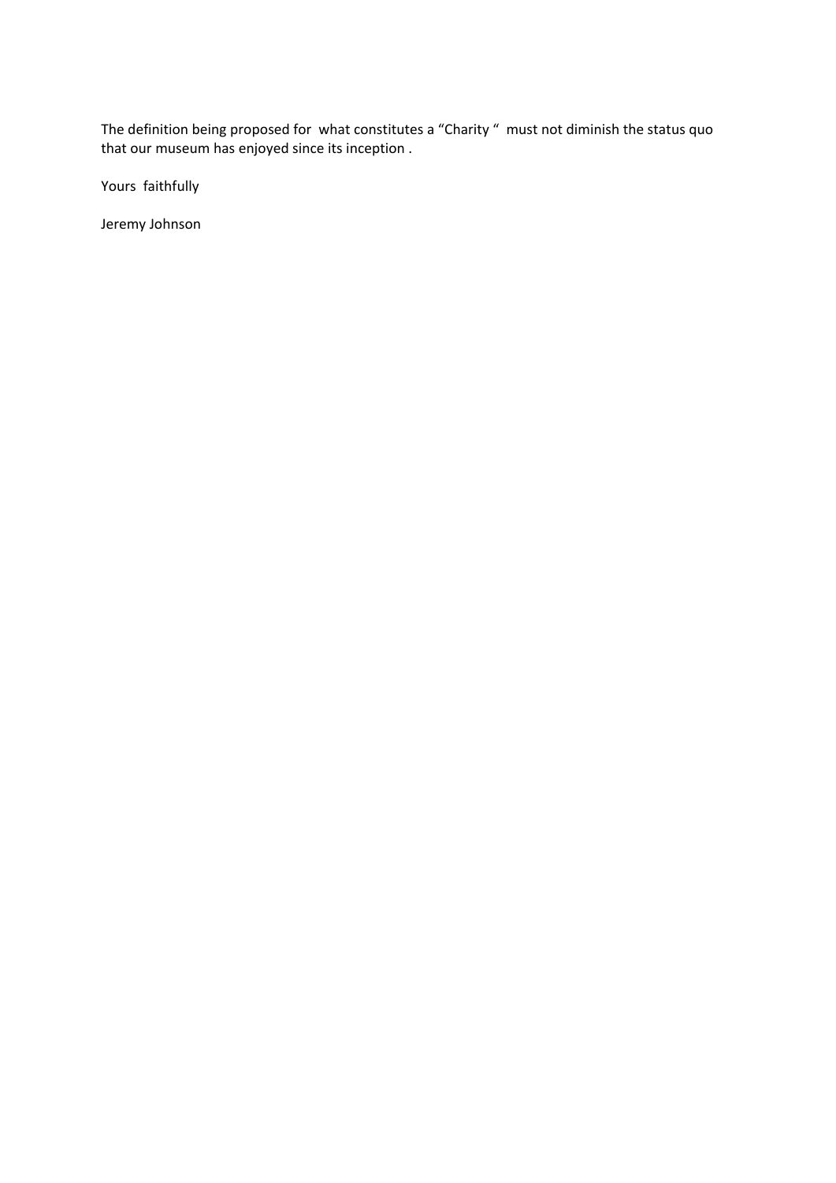The definition being proposed for what constitutes a "Charity " must not diminish the status quo that our museum has enjoyed since its inception .

Yours faithfully

Jeremy Johnson